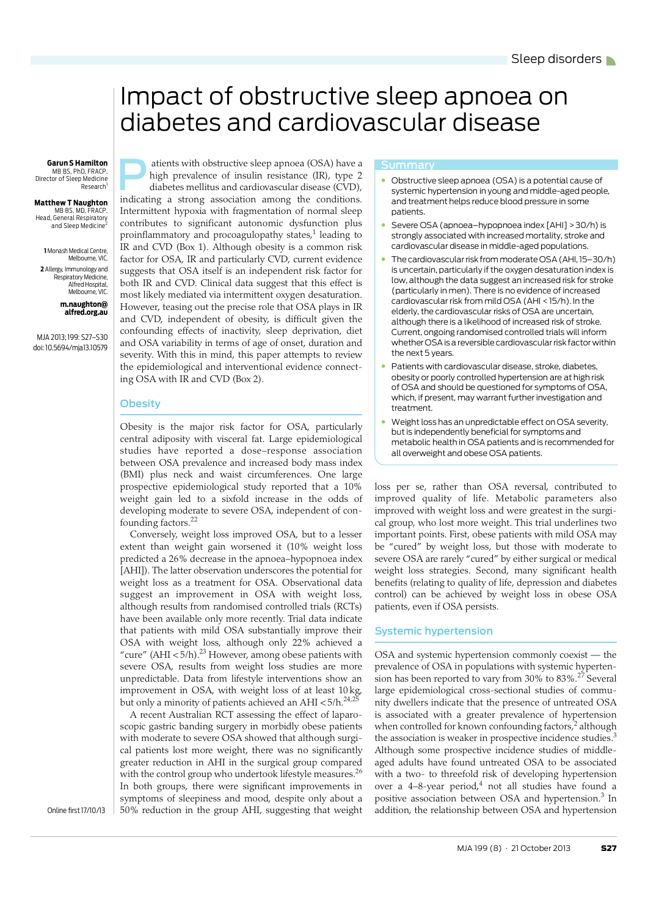# Impact of obstructive sleep apnoea on diabetes and cardiovascular disease

**Garun S Hamilton**
MB BS, PhD, FRACP,
Director of Sleep Medicine Research[1]

**Matthew T Naughton**
MB BS, MD, FRACP,
Head, General Respiratory and Sleep Medicine[2]

1 Monash Medical Centre, Melbourne, VIC.
2 Allergy, Immunology and Respiratory Medicine, Alfred Hospital, Melbourne, VIC.

m.naughton@alfred.org.au

doi: 10.5694/mja13.10579

Online first 17/10/13

## Summary

- Obstructive sleep apnoea (OSA) is a potential cause of systemic hypertension in young and middle-aged people, and treatment helps reduce blood pressure in some patients.
- Severe OSA (apnoea–hypopnoea index [AHI] > 30/h) is strongly associated with increased mortality, stroke and cardiovascular disease in middle-aged populations.
- The cardiovascular risk from moderate OSA (AHI, 15–30/h) is uncertain, particularly if the oxygen desaturation index is low, although the data suggest an increased risk for stroke (particularly in men). There is no evidence of increased cardiovascular risk from mild OSA (AHI < 15/h). In the elderly, the cardiovascular risks of OSA are uncertain, although there is a likelihood of increased risk of stroke. Current, ongoing randomised controlled trials will inform whether OSA is a reversible cardiovascular risk factor within the next 5 years.
- Patients with cardiovascular disease, stroke, diabetes, obesity or poorly controlled hypertension are at high risk of OSA and should be questioned for symptoms of OSA, which, if present, may warrant further investigation and treatment.
- Weight loss has an unpredictable effect on OSA severity, but is independently beneficial for symptoms and metabolic health in OSA patients and is recommended for all overweight and obese OSA patients.

Patients with obstructive sleep apnoea (OSA) have a high prevalence of insulin resistance (IR), type 2 diabetes mellitus and cardiovascular disease (CVD), indicating a strong association among the conditions. Intermittent hypoxia with fragmentation of normal sleep contributes to significant autonomic dysfunction plus proinflammatory and procoagulopathy states,[1] leading to IR and CVD (Box 1). Although obesity is a common risk factor for OSA, IR and particularly CVD, current evidence suggests that OSA itself is an independent risk factor for both IR and CVD. Clinical data suggest that this effect is most likely mediated via intermittent oxygen desaturation. However, teasing out the precise role that OSA plays in IR and CVD, independent of obesity, is difficult given the confounding effects of inactivity, sleep deprivation, diet and OSA variability in terms of age of onset, duration and severity. With this in mind, this paper attempts to review the epidemiological and interventional evidence connecting OSA with IR and CVD (Box 2).

## Obesity

Obesity is the major risk factor for OSA, particularly central adiposity with visceral fat. Large epidemiological studies have reported a dose–response association between OSA prevalence and increased body mass index (BMI) plus neck and waist circumferences. One large prospective epidemiological study reported that a 10% weight gain led to a sixfold increase in the odds of developing moderate to severe OSA, independent of confounding factors.[22]

Conversely, weight loss improved OSA, but to a lesser extent than weight gain worsened it (10% weight loss predicted a 26% decrease in the apnoea–hypopnoea index [AHI]). The latter observation underscores the potential for weight loss as a treatment for OSA. Observational data suggest an improvement in OSA with weight loss, although results from randomised controlled trials (RCTs) have been available only more recently. Trial data indicate that patients with mild OSA substantially improve their OSA with weight loss, although only 22% achieved a "cure" (AHI < 5/h).[23] However, among obese patients with severe OSA, results from weight loss studies are more unpredictable. Data from lifestyle interventions show an improvement in OSA, with weight loss of at least 10 kg, but only a minority of patients achieved an AHI < 5/h.[24,25]

A recent Australian RCT assessing the effect of laparoscopic gastric banding surgery in morbidly obese patients with moderate to severe OSA showed that although surgical patients lost more weight, there was no significantly greater reduction in AHI in the surgical group compared with the control group who undertook lifestyle measures.[26] In both groups, there were significant improvements in symptoms of sleepiness and mood, despite only about a 50% reduction in the group AHI, suggesting that weight loss per se, rather than OSA reversal, contributed to improved quality of life. Metabolic parameters also improved with weight loss and were greatest in the surgical group, who lost more weight. This trial underlines two important points. First, obese patients with mild OSA may be "cured" by weight loss, but those with moderate to severe OSA are rarely "cured" by either surgical or medical weight loss strategies. Second, many significant health benefits (relating to quality of life, depression and diabetes control) can be achieved by weight loss in obese OSA patients, even if OSA persists.

## Systemic hypertension

OSA and systemic hypertension commonly coexist — the prevalence of OSA in populations with systemic hypertension has been reported to vary from 30% to 83%.[27] Several large epidemiological cross-sectional studies of community dwellers indicate that the presence of untreated OSA is associated with a greater prevalence of hypertension when controlled for known confounding factors,[2] although the association is weaker in prospective incidence studies.[3] Although some prospective incidence studies of middle-aged adults have found untreated OSA to be associated with a two- to threefold risk of developing hypertension over a 4–8-year period,[4] not all studies have found a positive association between OSA and hypertension.[3] In addition, the relationship between OSA and hypertension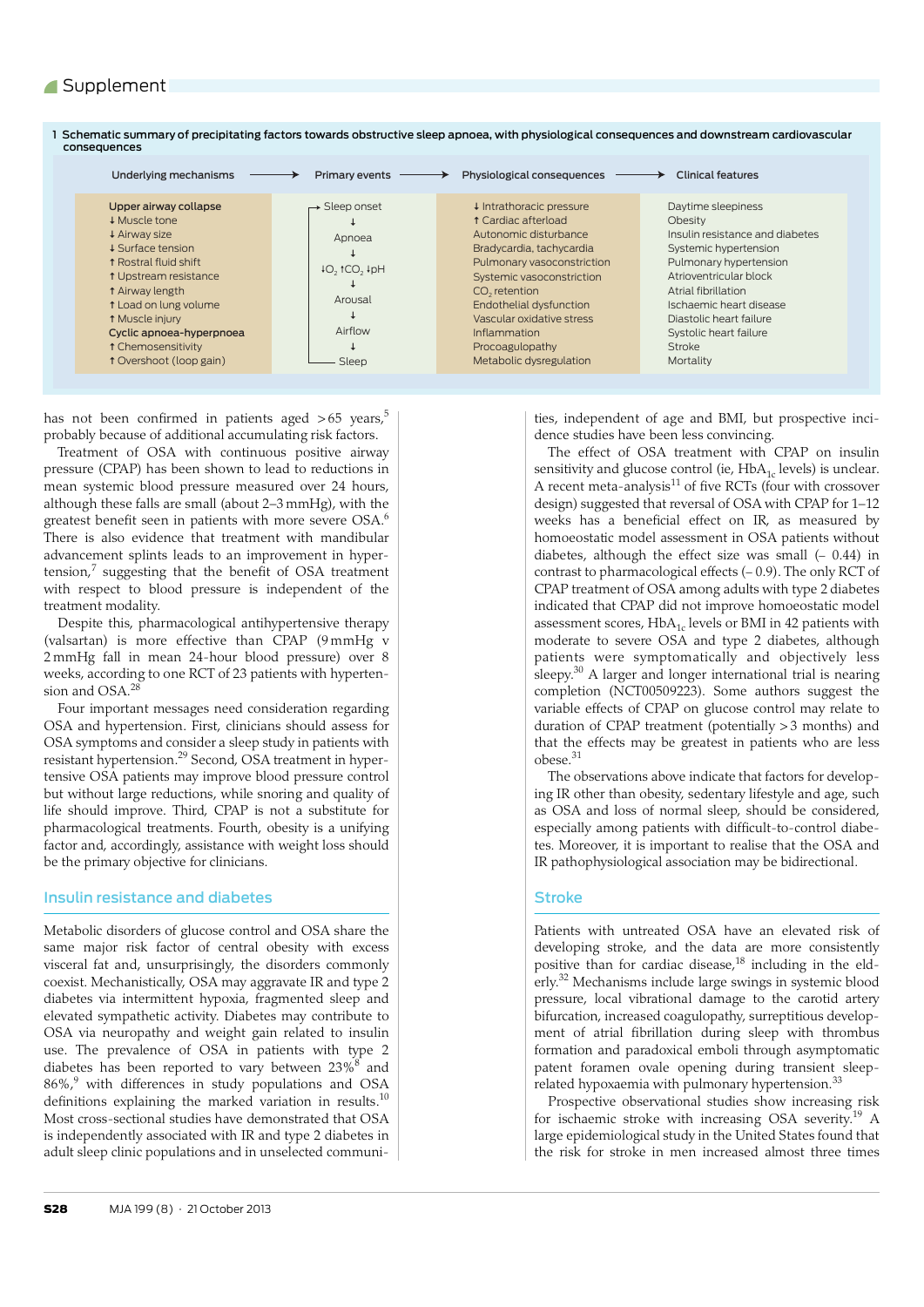## 1 Schematic summary of precipitating factors towards obstructive sleep apnoea, with physiological consequences and downstream cardiovascular consequences

| Underlying mechanisms → | Primary events → | Physiological consequences → | Clinical features |
|---|---|---|---|
| **Upper airway collapse** | Sleep onset | ↓ Intrathoracic pressure | Daytime sleepiness |
| ↓ Muscle tone | ↓ | ↑ Cardiac afterload | Obesity |
| ↓ Airway size | Apnoea | Autonomic disturbance | Insulin resistance and diabetes |
| ↓ Surface tension | ↓ | Bradycardia, tachycardia | Systemic hypertension |
| ↑ Rostral fluid shift | $\downarrow O_2$, $\uparrow CO_2$, ↓pH | Pulmonary vasoconstriction | Pulmonary hypertension |
| ↑ Upstream resistance | ↓ | Systemic vasoconstriction | Atrioventricular block |
| ↑ Airway length | Arousal | $CO_2$ retention | Atrial fibrillation |
| ↑ Load on lung volume | ↓ | Endothelial dysfunction | Ischaemic heart disease |
| ↑ Muscle injury | Airflow | Vascular oxidative stress | Diastolic heart failure |
| **Cyclic apnoea-hyperpnoea** | ↓ | Inflammation | Systolic heart failure |
| ↑ Chemosensitivity | Sleep | Procoagulopathy | Stroke |
| ↑ Overshoot (loop gain) | | Metabolic dysregulation | Mortality |

has not been confirmed in patients aged > 65 years,[5] probably because of additional accumulating risk factors.

Treatment of OSA with continuous positive airway pressure (CPAP) has been shown to lead to reductions in mean systemic blood pressure measured over 24 hours, although these falls are small (about 2–3 mmHg), with the greatest benefit seen in patients with more severe OSA.[6] There is also evidence that treatment with mandibular advancement splints leads to an improvement in hypertension,[7] suggesting that the benefit of OSA treatment with respect to blood pressure is independent of the treatment modality.

Despite this, pharmacological antihypertensive therapy (valsartan) is more effective than CPAP (9 mmHg v 2 mmHg fall in mean 24-hour blood pressure) over 8 weeks, according to one RCT of 23 patients with hypertension and OSA.[28]

Four important messages need consideration regarding OSA and hypertension. First, clinicians should assess for OSA symptoms and consider a sleep study in patients with resistant hypertension.[29] Second, OSA treatment in hypertensive OSA patients may improve blood pressure control but without large reductions, while snoring and quality of life should improve. Third, CPAP is not a substitute for pharmacological treatments. Fourth, obesity is a unifying factor and, accordingly, assistance with weight loss should be the primary objective for clinicians.

## Insulin resistance and diabetes

Metabolic disorders of glucose control and OSA share the same major risk factor of central obesity with excess visceral fat and, unsurprisingly, the disorders commonly coexist. Mechanistically, OSA may aggravate IR and type 2 diabetes via intermittent hypoxia, fragmented sleep and elevated sympathetic activity. Diabetes may contribute to OSA via neuropathy and weight gain related to insulin use. The prevalence of OSA in patients with type 2 diabetes has been reported to vary between 23%[8] and 86%,[9] with differences in study populations and OSA definitions explaining the marked variation in results.[10] Most cross-sectional studies have demonstrated that OSA is independently associated with IR and type 2 diabetes in adult sleep clinic populations and in unselected communities, independent of age and BMI, but prospective incidence studies have been less convincing.

The effect of OSA treatment with CPAP on insulin sensitivity and glucose control (ie, $HbA_{1c}$ levels) is unclear. A recent meta-analysis[11] of five RCTs (four with crossover design) suggested that reversal of OSA with CPAP for 1–12 weeks has a beneficial effect on IR, as measured by homoeostatic model assessment in OSA patients without diabetes, although the effect size was small (– 0.44) in contrast to pharmacological effects (– 0.9). The only RCT of CPAP treatment of OSA among adults with type 2 diabetes indicated that CPAP did not improve homoeostatic model assessment scores, $HbA_{1c}$ levels or BMI in 42 patients with moderate to severe OSA and type 2 diabetes, although patients were symptomatically and objectively less sleepy.[30] A larger and longer international trial is nearing completion (NCT00509223). Some authors suggest the variable effects of CPAP on glucose control may relate to duration of CPAP treatment (potentially > 3 months) and that the effects may be greatest in patients who are less obese.[31]

The observations above indicate that factors for developing IR other than obesity, sedentary lifestyle and age, such as OSA and loss of normal sleep, should be considered, especially among patients with difficult-to-control diabetes. Moreover, it is important to realise that the OSA and IR pathophysiological association may be bidirectional.

## Stroke

Patients with untreated OSA have an elevated risk of developing stroke, and the data are more consistently positive than for cardiac disease,[18] including in the elderly.[32] Mechanisms include large swings in systemic blood pressure, local vibrational damage to the carotid artery bifurcation, increased coagulopathy, surreptitious development of atrial fibrillation during sleep with thrombus formation and paradoxical emboli through asymptomatic patent foramen ovale opening during transient sleep-related hypoxaemia with pulmonary hypertension.[33]

Prospective observational studies show increasing risk for ischaemic stroke with increasing OSA severity.[19] A large epidemiological study in the United States found that the risk for stroke in men increased almost three times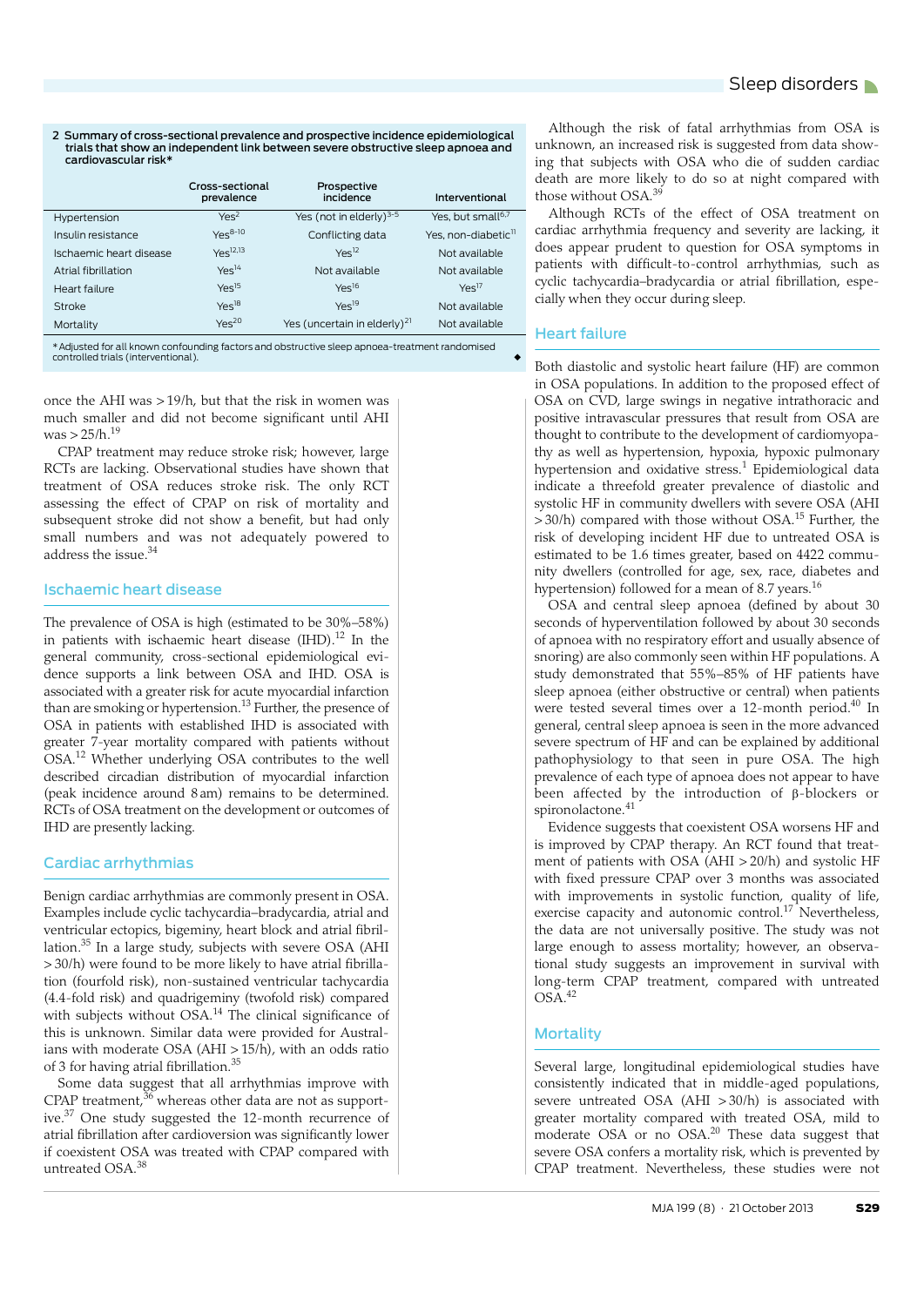**2 Summary of cross-sectional prevalence and prospective incidence epidemiological trials that show an independent link between severe obstructive sleep apnoea and cardiovascular risk***

| | Cross-sectional prevalence | Prospective incidence | Interventional |
|---|---|---|---|
| Hypertension | Yes[2] | Yes (not in elderly)[3-5] | Yes, but small[6,7] |
| Insulin resistance | Yes[8-10] | Conflicting data | Yes, non-diabetic[11] |
| Ischaemic heart disease | Yes[12,13] | Yes[12] | Not available |
| Atrial fibrillation | Yes[14] | Not available | Not available |
| Heart failure | Yes[15] | Yes[16] | Yes[17] |
| Stroke | Yes[18] | Yes[19] | Not available |
| Mortality | Yes[20] | Yes (uncertain in elderly)[21] | Not available |

* Adjusted for all known confounding factors and obstructive sleep apnoea-treatment randomised controlled trials (interventional).

once the AHI was > 19/h, but that the risk in women was much smaller and did not become significant until AHI was > 25/h.[19]

CPAP treatment may reduce stroke risk; however, large RCTs are lacking. Observational studies have shown that treatment of OSA reduces stroke risk. The only RCT assessing the effect of CPAP on risk of mortality and subsequent stroke did not show a benefit, but had only small numbers and was not adequately powered to address the issue.[34]

## Ischaemic heart disease

The prevalence of OSA is high (estimated to be 30%–58%) in patients with ischaemic heart disease (IHD).[12] In the general community, cross-sectional epidemiological evidence supports a link between OSA and IHD. OSA is associated with a greater risk for acute myocardial infarction than are smoking or hypertension.[13] Further, the presence of OSA in patients with established IHD is associated with greater 7-year mortality compared with patients without OSA.[12] Whether underlying OSA contributes to the well described circadian distribution of myocardial infarction (peak incidence around 8 am) remains to be determined. RCTs of OSA treatment on the development or outcomes of IHD are presently lacking.

## Cardiac arrhythmias

Benign cardiac arrhythmias are commonly present in OSA. Examples include cyclic tachycardia–bradycardia, atrial and ventricular ectopics, bigeminy, heart block and atrial fibrillation.[35] In a large study, subjects with severe OSA (AHI > 30/h) were found to be more likely to have atrial fibrillation (fourfold risk), non-sustained ventricular tachycardia (4.4-fold risk) and quadrigeminy (twofold risk) compared with subjects without OSA.[14] The clinical significance of this is unknown. Similar data were provided for Australians with moderate OSA (AHI > 15/h), with an odds ratio of 3 for having atrial fibrillation.[35]

Some data suggest that all arrhythmias improve with CPAP treatment,[36] whereas other data are not as supportive.[37] One study suggested the 12-month recurrence of atrial fibrillation after cardioversion was significantly lower if coexistent OSA was treated with CPAP compared with untreated OSA.[38]

Although the risk of fatal arrhythmias from OSA is unknown, an increased risk is suggested from data showing that subjects with OSA who die of sudden cardiac death are more likely to do so at night compared with those without OSA.[39]

Although RCTs of the effect of OSA treatment on cardiac arrhythmia frequency and severity are lacking, it does appear prudent to question for OSA symptoms in patients with difficult-to-control arrhythmias, such as cyclic tachycardia–bradycardia or atrial fibrillation, especially when they occur during sleep.

## Heart failure

Both diastolic and systolic heart failure (HF) are common in OSA populations. In addition to the proposed effect of OSA on CVD, large swings in negative intrathoracic and positive intravascular pressures that result from OSA are thought to contribute to the development of cardiomyopathy as well as hypertension, hypoxia, hypoxic pulmonary hypertension and oxidative stress.[1] Epidemiological data indicate a threefold greater prevalence of diastolic and systolic HF in community dwellers with severe OSA (AHI > 30/h) compared with those without OSA.[15] Further, the risk of developing incident HF due to untreated OSA is estimated to be 1.6 times greater, based on 4422 community dwellers (controlled for age, sex, race, diabetes and hypertension) followed for a mean of 8.7 years.[16]

OSA and central sleep apnoea (defined by about 30 seconds of hyperventilation followed by about 30 seconds of apnoea with no respiratory effort and usually absence of snoring) are also commonly seen within HF populations. A study demonstrated that 55%–85% of HF patients have sleep apnoea (either obstructive or central) when patients were tested several times over a 12-month period.[40] In general, central sleep apnoea is seen in the more advanced severe spectrum of HF and can be explained by additional pathophysiology to that seen in pure OSA. The high prevalence of each type of apnoea does not appear to have been affected by the introduction of β-blockers or spironolactone.[41]

Evidence suggests that coexistent OSA worsens HF and is improved by CPAP therapy. An RCT found that treatment of patients with OSA (AHI > 20/h) and systolic HF with fixed pressure CPAP over 3 months was associated with improvements in systolic function, quality of life, exercise capacity and autonomic control.[17] Nevertheless, the data are not universally positive. The study was not large enough to assess mortality; however, an observational study suggests an improvement in survival with long-term CPAP treatment, compared with untreated OSA.[42]

## Mortality

Several large, longitudinal epidemiological studies have consistently indicated that in middle-aged populations, severe untreated OSA (AHI > 30/h) is associated with greater mortality compared with treated OSA, mild to moderate OSA or no OSA.[20] These data suggest that severe OSA confers a mortality risk, which is prevented by CPAP treatment. Nevertheless, these studies were not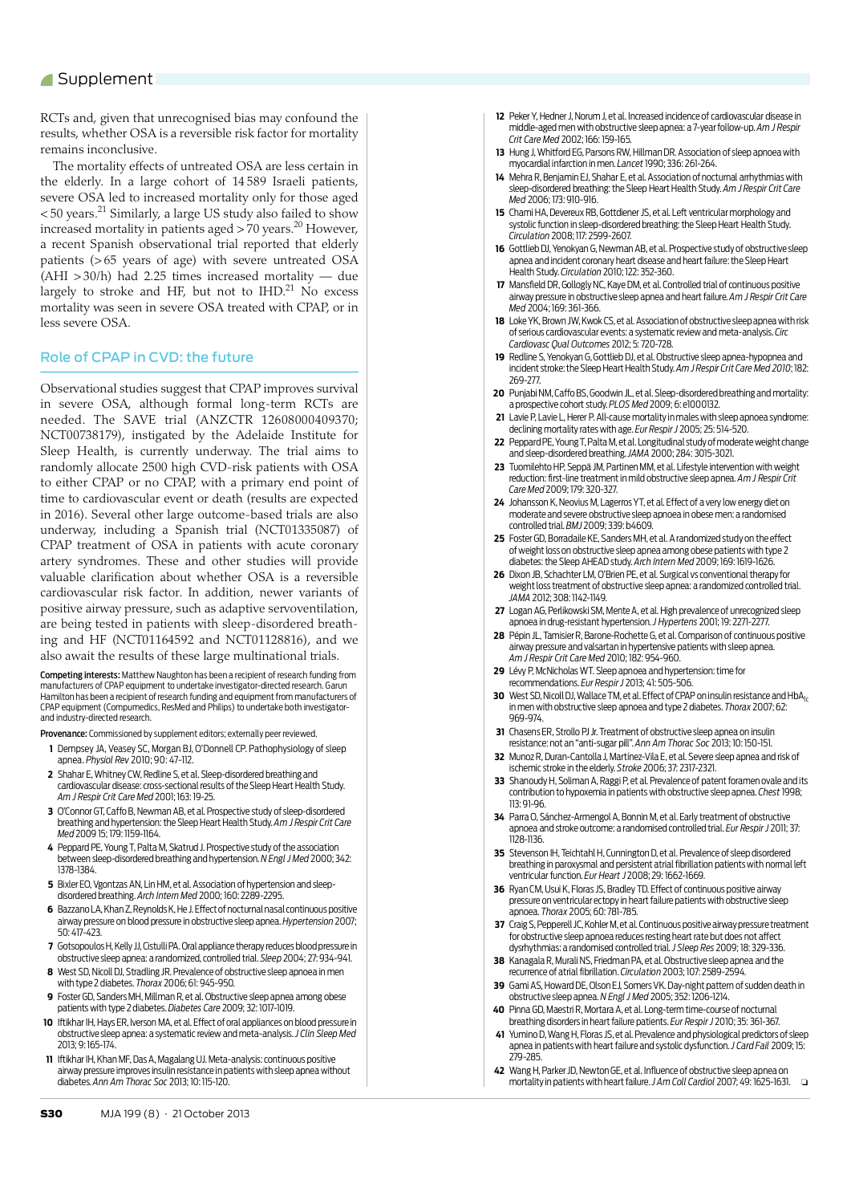RCTs and, given that unrecognised bias may confound the results, whether OSA is a reversible risk factor for mortality remains inconclusive.

The mortality effects of untreated OSA are less certain in the elderly. In a large cohort of 14 589 Israeli patients, severe OSA led to increased mortality only for those aged < 50 years.[21] Similarly, a large US study also failed to show increased mortality in patients aged > 70 years.[20] However, a recent Spanish observational trial reported that elderly patients (> 65 years of age) with severe untreated OSA (AHI > 30/h) had 2.25 times increased mortality — due largely to stroke and HF, but not to IHD.[21] No excess mortality was seen in severe OSA treated with CPAP, or in less severe OSA.

## Role of CPAP in CVD: the future

Observational studies suggest that CPAP improves survival in severe OSA, although formal long-term RCTs are needed. The SAVE trial (ANZCTR 12608000409370; NCT00738179), instigated by the Adelaide Institute for Sleep Health, is currently underway. The trial aims to randomly allocate 2500 high CVD-risk patients with OSA to either CPAP or no CPAP, with a primary end point of time to cardiovascular event or death (results are expected in 2016). Several other large outcome-based trials are also underway, including a Spanish trial (NCT01335087) of CPAP treatment of OSA in patients with acute coronary artery syndromes. These and other studies will provide valuable clarification about whether OSA is a reversible cardiovascular risk factor. In addition, newer variants of positive airway pressure, such as adaptive servoventilation, are being tested in patients with sleep-disordered breathing and HF (NCT01164592 and NCT01128816), and we also await the results of these large multinational trials.

**Competing interests:** Matthew Naughton has been a recipient of research funding from manufacturers of CPAP equipment to undertake investigator-directed research. Garun Hamilton has been a recipient of research funding and equipment from manufacturers of CPAP equipment (Compumedics, ResMed and Philips) to undertake both investigator- and industry-directed research.

**Provenance:** Commissioned by supplement editors; externally peer reviewed.

1. Dempsey JA, Veasey SC, Morgan BJ, O'Donnell CP. Pathophysiology of sleep apnea. *Physiol Rev* 2010; 90: 47-112.
2. Shahar E, Whitney CW, Redline S, et al. Sleep-disordered breathing and cardiovascular disease: cross-sectional results of the Sleep Heart Health Study. *Am J Respir Crit Care Med* 2001; 163: 19-25.
3. O'Connor GT, Caffo B, Newman AB, et al. Prospective study of sleep-disordered breathing and hypertension: the Sleep Heart Health Study. *Am J Respir Crit Care Med* 2009 15; 179: 1159-1164.
4. Peppard PE, Young T, Palta M, Skatrud J. Prospective study of the association between sleep-disordered breathing and hypertension. *N Engl J Med* 2000; 342: 1378-1384.
5. Bixler EO, Vgontzas AN, Lin HM, et al. Association of hypertension and sleep-disordered breathing. *Arch Intern Med* 2000; 160: 2289-2295.
6. Bazzano LA, Khan Z, Reynolds K, He J. Effect of nocturnal nasal continuous positive airway pressure on blood pressure in obstructive sleep apnea. *Hypertension* 2007; 50: 417-423.
7. Gotsopoulos H, Kelly JJ, Cistulli PA. Oral appliance therapy reduces blood pressure in obstructive sleep apnea: a randomized, controlled trial. *Sleep* 2004; 27: 934-941.
8. West SD, Nicoll DJ, Stradling JR. Prevalence of obstructive sleep apnoea in men with type 2 diabetes. *Thorax* 2006; 61: 945-950.
9. Foster GD, Sanders MH, Millman R, et al. Obstructive sleep apnea among obese patients with type 2 diabetes. *Diabetes Care* 2009; 32: 1017-1019.
10. Iftikhar IH, Hays ER, Iverson MA, et al. Effect of oral appliances on blood pressure in obstructive sleep apnea: a systematic review and meta-analysis. *J Clin Sleep Med* 2013; 9: 165-174.
11. Iftikhar IH, Khan MF, Das A, Magalang UJ. Meta-analysis: continuous positive airway pressure improves insulin resistance in patients with sleep apnea without diabetes. *Ann Am Thorac Soc* 2013; 10: 115-120.
12. Peker Y, Hedner J, Norum J, et al. Increased incidence of cardiovascular disease in middle-aged men with obstructive sleep apnea: a 7-year follow-up. *Am J Respir Crit Care Med* 2002; 166: 159-165.
13. Hung J, Whitford EG, Parsons RW, Hillman DR. Association of sleep apnoea with myocardial infarction in men. *Lancet* 1990; 336: 261-264.
14. Mehra R, Benjamin EJ, Shahar E, et al. Association of nocturnal arrhythmias with sleep-disordered breathing: the Sleep Heart Health Study. *Am J Respir Crit Care Med* 2006; 173: 910-916.
15. Chami HA, Devereux RB, Gottdiener JS, et al. Left ventricular morphology and systolic function in sleep-disordered breathing: the Sleep Heart Health Study. *Circulation* 2008; 117: 2599-2607.
16. Gottlieb DJ, Yenokyan G, Newman AB, et al. Prospective study of obstructive sleep apnea and incident coronary heart disease and heart failure: the Sleep Heart Health Study. *Circulation* 2010; 122: 352-360.
17. Mansfield DR, Gollogly NC, Kaye DM, et al. Controlled trial of continuous positive airway pressure in obstructive sleep apnea and heart failure. *Am J Respir Crit Care Med* 2004; 169: 361-366.
18. Loke YK, Brown JW, Kwok CS, et al. Association of obstructive sleep apnea with risk of serious cardiovascular events: a systematic review and meta-analysis. *Circ Cardiovasc Qual Outcomes* 2012; 5: 720-728.
19. Redline S, Yenokyan G, Gottlieb DJ, et al. Obstructive sleep apnea-hypopnea and incident stroke: the Sleep Heart Health Study. *Am J Respir Crit Care Med 2010*; 182: 269-277.
20. Punjabi NM, Caffo BS, Goodwin JL, et al. Sleep-disordered breathing and mortality: a prospective cohort study. *PLOS Med* 2009; 6: e1000132.
21. Lavie P, Lavie L, Herer P. All-cause mortality in males with sleep apnoea syndrome: declining mortality rates with age. *Eur Respir J* 2005; 25: 514-520.
22. Peppard PE, Young T, Palta M, et al. Longitudinal study of moderate weight change and sleep-disordered breathing. *JAMA* 2000; 284: 3015-3021.
23. Tuomilehto HP, Seppä JM, Partinen MM, et al. Lifestyle intervention with weight reduction: first-line treatment in mild obstructive sleep apnea. *Am J Respir Crit Care Med* 2009; 179: 320-327.
24. Johansson K, Neovius M, Lagerros YT, et al. Effect of a very low energy diet on moderate and severe obstructive sleep apnoea in obese men: a randomised controlled trial. *BMJ* 2009; 339: b4609.
25. Foster GD, Borradaile KE, Sanders MH, et al. A randomized study on the effect of weight loss on obstructive sleep apnea among obese patients with type 2 diabetes: the Sleep AHEAD study. *Arch Intern Med* 2009; 169: 1619-1626.
26. Dixon JB, Schachter LM, O'Brien PE, et al. Surgical vs conventional therapy for weight loss treatment of obstructive sleep apnea: a randomized controlled trial. *JAMA* 2012; 308: 1142-1149.
27. Logan AG, Perlikowski SM, Mente A, et al. High prevalence of unrecognized sleep apnoea in drug-resistant hypertension. *J Hypertens* 2001; 19: 2271-2277.
28. Pépin JL, Tamisier R, Barone-Rochette G, et al. Comparison of continuous positive airway pressure and valsartan in hypertensive patients with sleep apnea. *Am J Respir Crit Care Med* 2010; 182: 954-960.
29. Lévy P, McNicholas WT. Sleep apnoea and hypertension: time for recommendations. *Eur Respir J* 2013; 41: 505-506.
30. West SD, Nicoll DJ, Wallace TM, et al. Effect of CPAP on insulin resistance and $HbA_{1c}$ in men with obstructive sleep apnoea and type 2 diabetes. *Thorax* 2007; 62: 969-974.
31. Chasens ER, Strollo PJ Jr. Treatment of obstructive sleep apnea on insulin resistance: not an "anti-sugar pill". *Ann Am Thorac Soc* 2013; 10: 150-151.
32. Munoz R, Duran-Cantolla J, Martínez-Vila E, et al. Severe sleep apnea and risk of ischemic stroke in the elderly. *Stroke* 2006; 37: 2317-2321.
33. Shanoudy H, Soliman A, Raggi P, et al. Prevalence of patent foramen ovale and its contribution to hypoxemia in patients with obstructive sleep apnea. *Chest* 1998; 113: 91-96.
34. Parra O, Sánchez-Armengol A, Bonnin M, et al. Early treatment of obstructive apnoea and stroke outcome: a randomised controlled trial. *Eur Respir J* 2011; 37: 1128-1136.
35. Stevenson IH, Teichtahl H, Cunnington D, et al. Prevalence of sleep disordered breathing in paroxysmal and persistent atrial fibrillation patients with normal left ventricular function. *Eur Heart J* 2008; 29: 1662-1669.
36. Ryan CM, Usui K, Floras JS, Bradley TD. Effect of continuous positive airway pressure on ventricular ectopy in heart failure patients with obstructive sleep apnoea. *Thorax* 2005; 60: 781-785.
37. Craig S, Pepperell JC, Kohler M, et al. Continuous positive airway pressure treatment for obstructive sleep apnoea reduces resting heart rate but does not affect dysrhythmias: a randomised controlled trial. *J Sleep Res* 2009; 18: 329-336.
38. Kanagala R, Murali NS, Friedman PA, et al. Obstructive sleep apnea and the recurrence of atrial fibrillation. *Circulation* 2003; 107: 2589-2594.
39. Gami AS, Howard DE, Olson EJ, Somers VK. Day-night pattern of sudden death in obstructive sleep apnea. *N Engl J Med* 2005; 352: 1206-1214.
40. Pinna GD, Maestri R, Mortara A, et al. Long-term time-course of nocturnal breathing disorders in heart failure patients. *Eur Respir J* 2010; 35: 361-367.
41. Yumino D, Wang H, Floras JS, et al. Prevalence and physiological predictors of sleep apnea in patients with heart failure and systolic dysfunction. *J Card Fail* 2009; 15: 279-285.
42. Wang H, Parker JD, Newton GE, et al. Influence of obstructive sleep apnea on mortality in patients with heart failure. *J Am Coll Cardiol* 2007; 49: 1625-1631. ❑